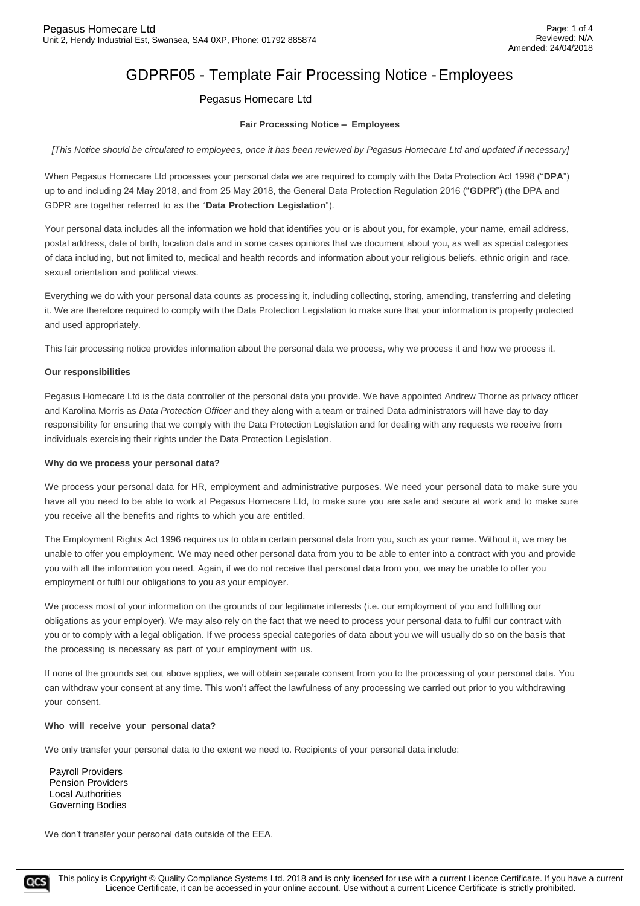# GDPRF05 - Template Fair Processing Notice - Employees

Pegasus Homecare Ltd

**Fair Processing Notice – Employees**

*[This Notice should be circulated to employees, once it has been reviewed by Pegasus Homecare Ltd and updated if necessary]*

When Pegasus Homecare Ltd processes your personal data we are required to comply with the Data Protection Act 1998 ("**DPA**") up to and including 24 May 2018, and from 25 May 2018, the General Data Protection Regulation 2016 ("**GDPR**") (the DPA and GDPR are together referred to as the "**Data Protection Legislation**").

Your personal data includes all the information we hold that identifies you or is about you, for example, your name, email address, postal address, date of birth, location data and in some cases opinions that we document about you, as well as special categories of data including, but not limited to, medical and health records and information about your religious beliefs, ethnic origin and race, sexual orientation and political views.

Everything we do with your personal data counts as processing it, including collecting, storing, amending, transferring and deleting it. We are therefore required to comply with the Data Protection Legislation to make sure that your information is properly protected and used appropriately.

This fair processing notice provides information about the personal data we process, why we process it and how we process it.

**Our responsibilities**

Pegasus Homecare Ltd is the data controller of the personal data you provide. We have appointed Andrew Thorne as privacy officer and Karolina Morris as *Data Protection Officer* and they along with a team or trained Data administrators will have day to day responsibility for ensuring that we comply with the Data Protection Legislation and for dealing with any requests we receive from individuals exercising their rights under the Data Protection Legislation.

**Why do we process your personal data?**

We process your personal data for HR, employment and administrative purposes. We need your personal data to make sure you have all you need to be able to work at Pegasus Homecare Ltd, to make sure you are safe and secure at work and to make sure you receive all the benefits and rights to which you are entitled.

The Employment Rights Act 1996 requires us to obtain certain personal data from you, such as your name. Without it, we may be unable to offer you employment. We may need other personal data from you to be able to enter into a contract with you and provide you with all the information you need. Again, if we do not receive that personal data from you, we may be unable to offer you employment or fulfil our obligations to you as your employer.

We process most of your information on the grounds of our legitimate interests (i.e. our employment of you and fulfilling our obligations as your employer). We may also rely on the fact that we need to process your personal data to fulfil our contract with you or to comply with a legal obligation. If we process special categories of data about you we will usually do so on the basis that the processing is necessary as part of your employment with us.

If none of the grounds set out above applies, we will obtain separate consent from you to the processing of your personal data. You can withdraw your consent at any time. This won't affect the lawfulness of any processing we carried out prior to you withdrawing your consent.

**Who will receive your personal data?**

We only transfer your personal data to the extent we need to. Recipients of your personal data include:

Payroll Providers
Pension Providers
Local Authorities
Governing Bodies

We don't transfer your personal data outside of the EEA.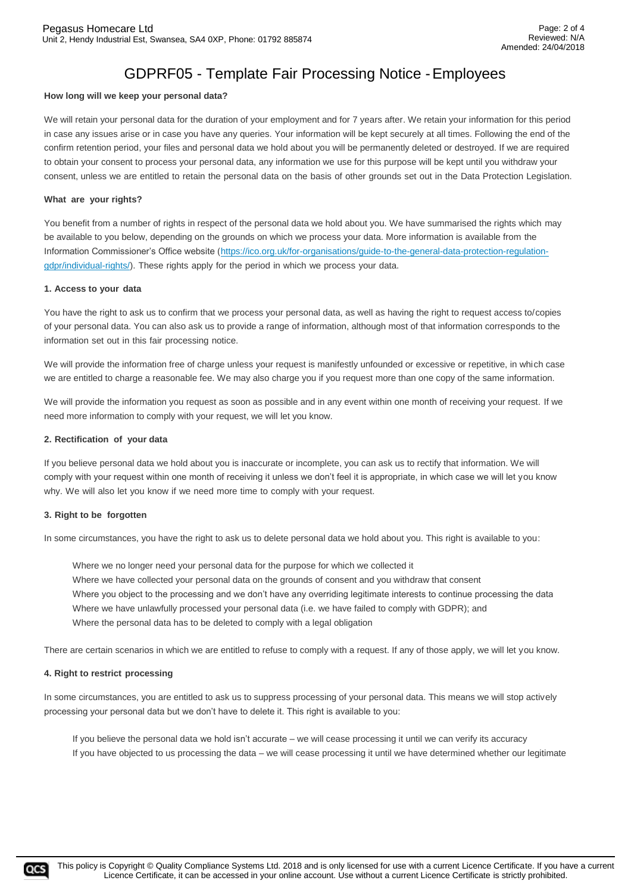# GDPRF05 - Template Fair Processing Notice - Employees

**How long will we keep your personal data?**

We will retain your personal data for the duration of your employment and for 7 years after. We retain your information for this period in case any issues arise or in case you have any queries. Your information will be kept securely at all times. Following the end of the confirm retention period, your files and personal data we hold about you will be permanently deleted or destroyed. If we are required to obtain your consent to process your personal data, any information we use for this purpose will be kept until you withdraw your consent, unless we are entitled to retain the personal data on the basis of other grounds set out in the Data Protection Legislation.

**What are your rights?**

You benefit from a number of rights in respect of the personal data we hold about you. We have summarised the rights which may be available to you below, depending on the grounds on which we process your data. More information is available from the Information Commissioner's Office website (https://ico.org.uk/for-organisations/guide-to-the-general-data-protection-regulation-gdpr/individual-rights/). These rights apply for the period in which we process your data.

**1. Access to your data**

You have the right to ask us to confirm that we process your personal data, as well as having the right to request access to/copies of your personal data. You can also ask us to provide a range of information, although most of that information corresponds to the information set out in this fair processing notice.

We will provide the information free of charge unless your request is manifestly unfounded or excessive or repetitive, in which case we are entitled to charge a reasonable fee. We may also charge you if you request more than one copy of the same information.

We will provide the information you request as soon as possible and in any event within one month of receiving your request. If we need more information to comply with your request, we will let you know.

**2. Rectification of your data**

If you believe personal data we hold about you is inaccurate or incomplete, you can ask us to rectify that information. We will comply with your request within one month of receiving it unless we don't feel it is appropriate, in which case we will let you know why. We will also let you know if we need more time to comply with your request.

**3. Right to be forgotten**

In some circumstances, you have the right to ask us to delete personal data we hold about you. This right is available to you:

- Where we no longer need your personal data for the purpose for which we collected it
- Where we have collected your personal data on the grounds of consent and you withdraw that consent
- Where you object to the processing and we don't have any overriding legitimate interests to continue processing the data
- Where we have unlawfully processed your personal data (i.e. we have failed to comply with GDPR); and
- Where the personal data has to be deleted to comply with a legal obligation

There are certain scenarios in which we are entitled to refuse to comply with a request. If any of those apply, we will let you know.

**4. Right to restrict processing**

In some circumstances, you are entitled to ask us to suppress processing of your personal data. This means we will stop actively processing your personal data but we don't have to delete it. This right is available to you:

- If you believe the personal data we hold isn't accurate – we will cease processing it until we can verify its accuracy
- If you have objected to us processing the data – we will cease processing it until we have determined whether our legitimate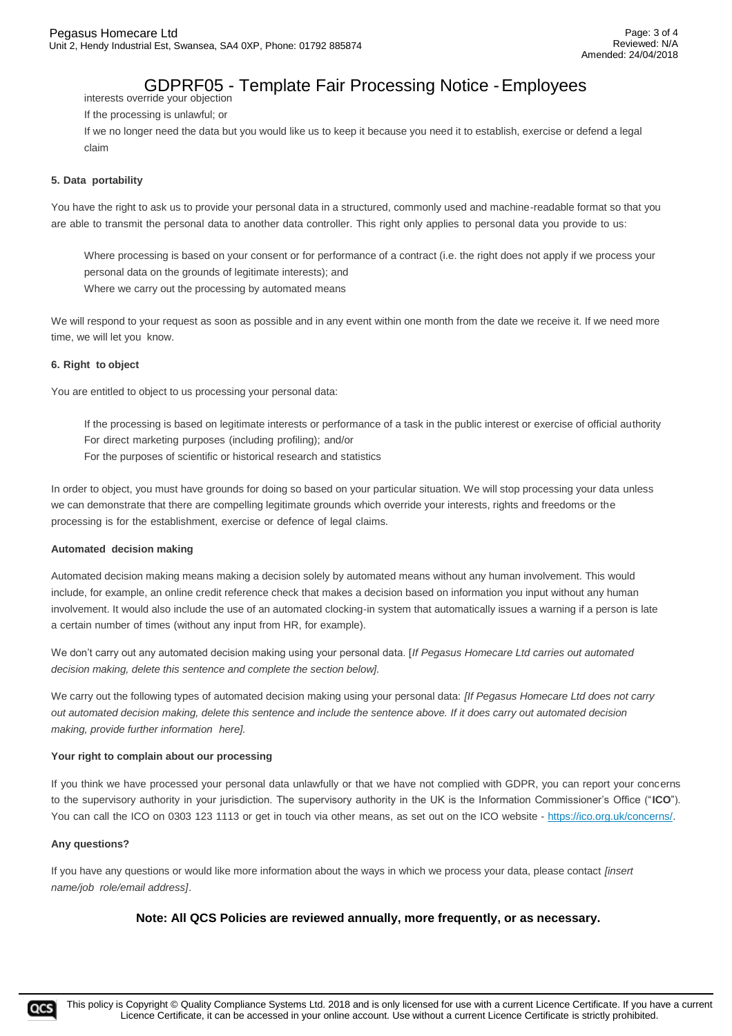interests override your objection

If the processing is unlawful; or

If we no longer need the data but you would like us to keep it because you need it to establish, exercise or defend a legal claim

**5. Data portability**

You have the right to ask us to provide your personal data in a structured, commonly used and machine-readable format so that you are able to transmit the personal data to another data controller. This right only applies to personal data you provide to us:

Where processing is based on your consent or for performance of a contract (i.e. the right does not apply if we process your personal data on the grounds of legitimate interests); and

Where we carry out the processing by automated means

We will respond to your request as soon as possible and in any event within one month from the date we receive it. If we need more time, we will let you know.

**6. Right to object**

You are entitled to object to us processing your personal data:

If the processing is based on legitimate interests or performance of a task in the public interest or exercise of official authority

For direct marketing purposes (including profiling); and/or

For the purposes of scientific or historical research and statistics

In order to object, you must have grounds for doing so based on your particular situation. We will stop processing your data unless we can demonstrate that there are compelling legitimate grounds which override your interests, rights and freedoms or the processing is for the establishment, exercise or defence of legal claims.

**Automated decision making**

Automated decision making means making a decision solely by automated means without any human involvement. This would include, for example, an online credit reference check that makes a decision based on information you input without any human involvement. It would also include the use of an automated clocking-in system that automatically issues a warning if a person is late a certain number of times (without any input from HR, for example).

We don't carry out any automated decision making using your personal data. [*If Pegasus Homecare Ltd carries out automated decision making, delete this sentence and complete the section below].*

We carry out the following types of automated decision making using your personal data: *[If Pegasus Homecare Ltd does not carry out automated decision making, delete this sentence and include the sentence above. If it does carry out automated decision making, provide further information here].*

**Your right to complain about our processing**

If you think we have processed your personal data unlawfully or that we have not complied with GDPR, you can report your concerns to the supervisory authority in your jurisdiction. The supervisory authority in the UK is the Information Commissioner's Office ("**ICO**"). You can call the ICO on 0303 123 1113 or get in touch via other means, as set out on the ICO website - https://ico.org.uk/concerns/.

**Any questions?**

If you have any questions or would like more information about the ways in which we process your data, please contact *[insert name/job role/email address]*.

**Note: All QCS Policies are reviewed annually, more frequently, or as necessary.**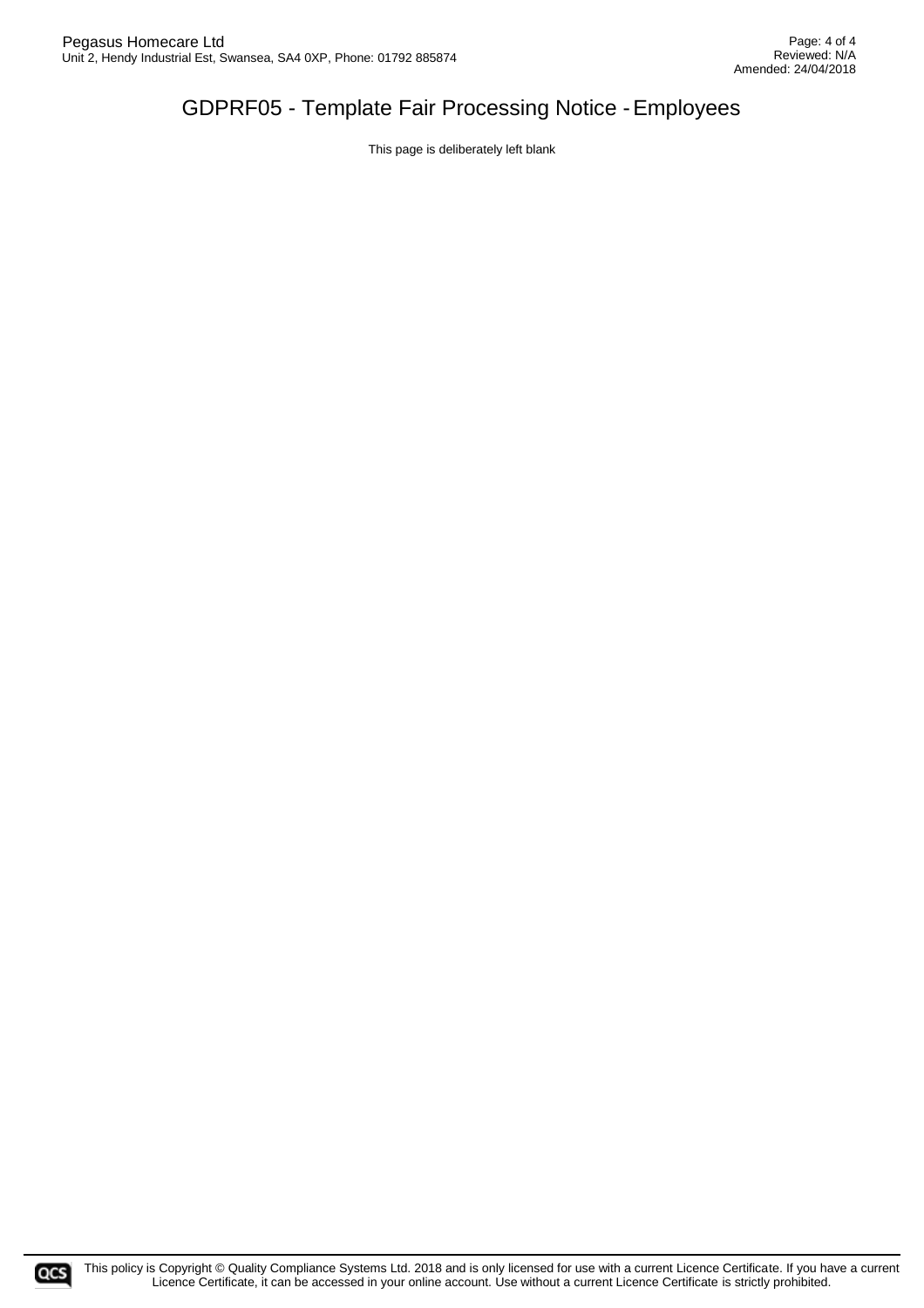# GDPRF05 - Template Fair Processing Notice - Employees

This page is deliberately left blank